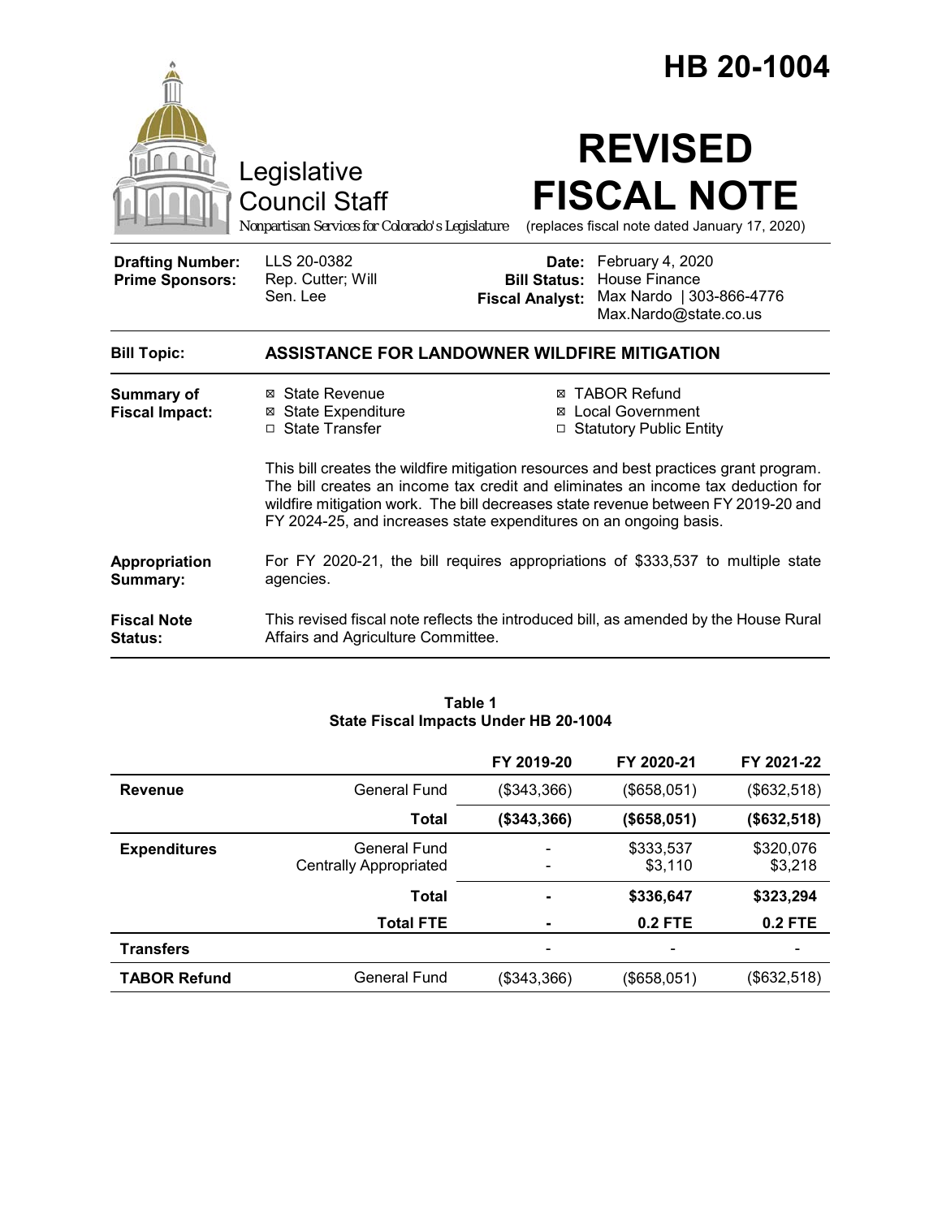# HB 20-1004

Legislative Council Staff

*Nonpartisan Services for Colorado's Legislature*

# REVISED FISCAL NOTE

(replaces fiscal note dated January 17, 2020)

| | | | |
|---|---|---|---|
| **Drafting Number:** | LLS 20-0382 | **Date:** | February 4, 2020 |
| **Prime Sponsors:** | Rep. Cutter; Will<br>Sen. Lee | **Bill Status:** | House Finance |
| | | **Fiscal Analyst:** | Max Nardo \| 303-866-4776<br>Max.Nardo@state.co.us |

**Bill Topic:** **ASSISTANCE FOR LANDOWNER WILDFIRE MITIGATION**

**Summary of Fiscal Impact:**

- ☒ State Revenue
- ☒ State Expenditure
- ☐ State Transfer
- ☒ TABOR Refund
- ☒ Local Government
- ☐ Statutory Public Entity

This bill creates the wildfire mitigation resources and best practices grant program. The bill creates an income tax credit and eliminates an income tax deduction for wildfire mitigation work. The bill decreases state revenue between FY 2019-20 and FY 2024-25, and increases state expenditures on an ongoing basis.

**Appropriation Summary:** For FY 2020-21, the bill requires appropriations of $333,537 to multiple state agencies.

**Fiscal Note Status:** This revised fiscal note reflects the introduced bill, as amended by the House Rural Affairs and Agriculture Committee.

**Table 1**
**State Fiscal Impacts Under HB 20-1004**

| | | FY 2019-20 | FY 2020-21 | FY 2021-22 |
|---|---|---|---|---|
| **Revenue** | General Fund | ($343,366) | ($658,051) | ($632,518) |
| | **Total** | **($343,366)** | **($658,051)** | **($632,518)** |
| **Expenditures** | General Fund<br>Centrally Appropriated | -<br>- | $333,537<br>$3,110 | $320,076<br>$3,218 |
| | **Total** | **-** | **$336,647** | **$323,294** |
| | **Total FTE** | **-** | **0.2 FTE** | **0.2 FTE** |
| **Transfers** | | - | - | - |
| **TABOR Refund** | General Fund | ($343,366) | ($658,051) | ($632,518) |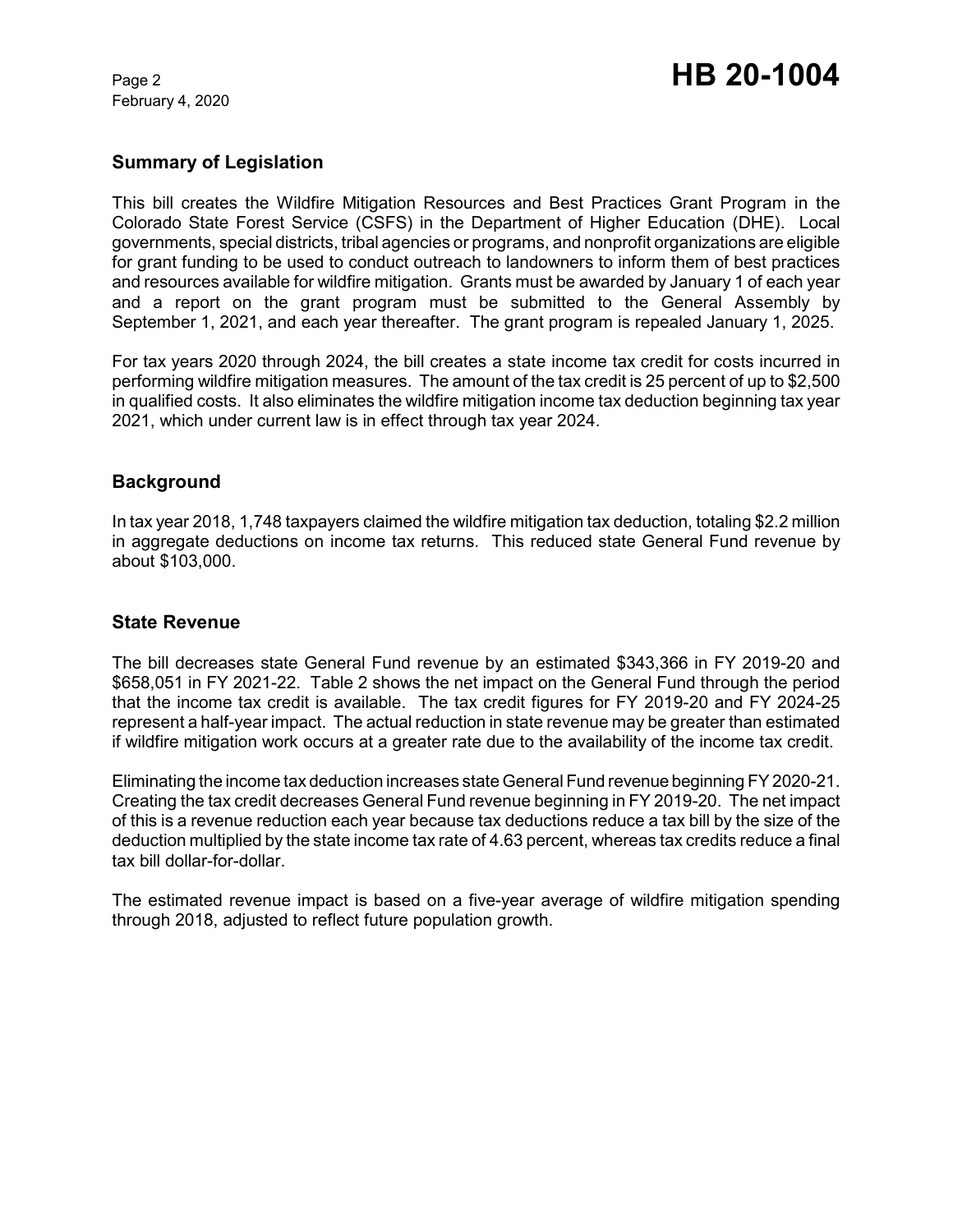## Summary of Legislation

This bill creates the Wildfire Mitigation Resources and Best Practices Grant Program in the Colorado State Forest Service (CSFS) in the Department of Higher Education (DHE). Local governments, special districts, tribal agencies or programs, and nonprofit organizations are eligible for grant funding to be used to conduct outreach to landowners to inform them of best practices and resources available for wildfire mitigation. Grants must be awarded by January 1 of each year and a report on the grant program must be submitted to the General Assembly by September 1, 2021, and each year thereafter. The grant program is repealed January 1, 2025.

For tax years 2020 through 2024, the bill creates a state income tax credit for costs incurred in performing wildfire mitigation measures. The amount of the tax credit is 25 percent of up to $2,500 in qualified costs. It also eliminates the wildfire mitigation income tax deduction beginning tax year 2021, which under current law is in effect through tax year 2024.

## Background

In tax year 2018, 1,748 taxpayers claimed the wildfire mitigation tax deduction, totaling $2.2 million in aggregate deductions on income tax returns. This reduced state General Fund revenue by about $103,000.

## State Revenue

The bill decreases state General Fund revenue by an estimated $343,366 in FY 2019-20 and $658,051 in FY 2021-22. Table 2 shows the net impact on the General Fund through the period that the income tax credit is available. The tax credit figures for FY 2019-20 and FY 2024-25 represent a half-year impact. The actual reduction in state revenue may be greater than estimated if wildfire mitigation work occurs at a greater rate due to the availability of the income tax credit.

Eliminating the income tax deduction increases state General Fund revenue beginning FY 2020-21. Creating the tax credit decreases General Fund revenue beginning in FY 2019-20. The net impact of this is a revenue reduction each year because tax deductions reduce a tax bill by the size of the deduction multiplied by the state income tax rate of 4.63 percent, whereas tax credits reduce a final tax bill dollar-for-dollar.

The estimated revenue impact is based on a five-year average of wildfire mitigation spending through 2018, adjusted to reflect future population growth.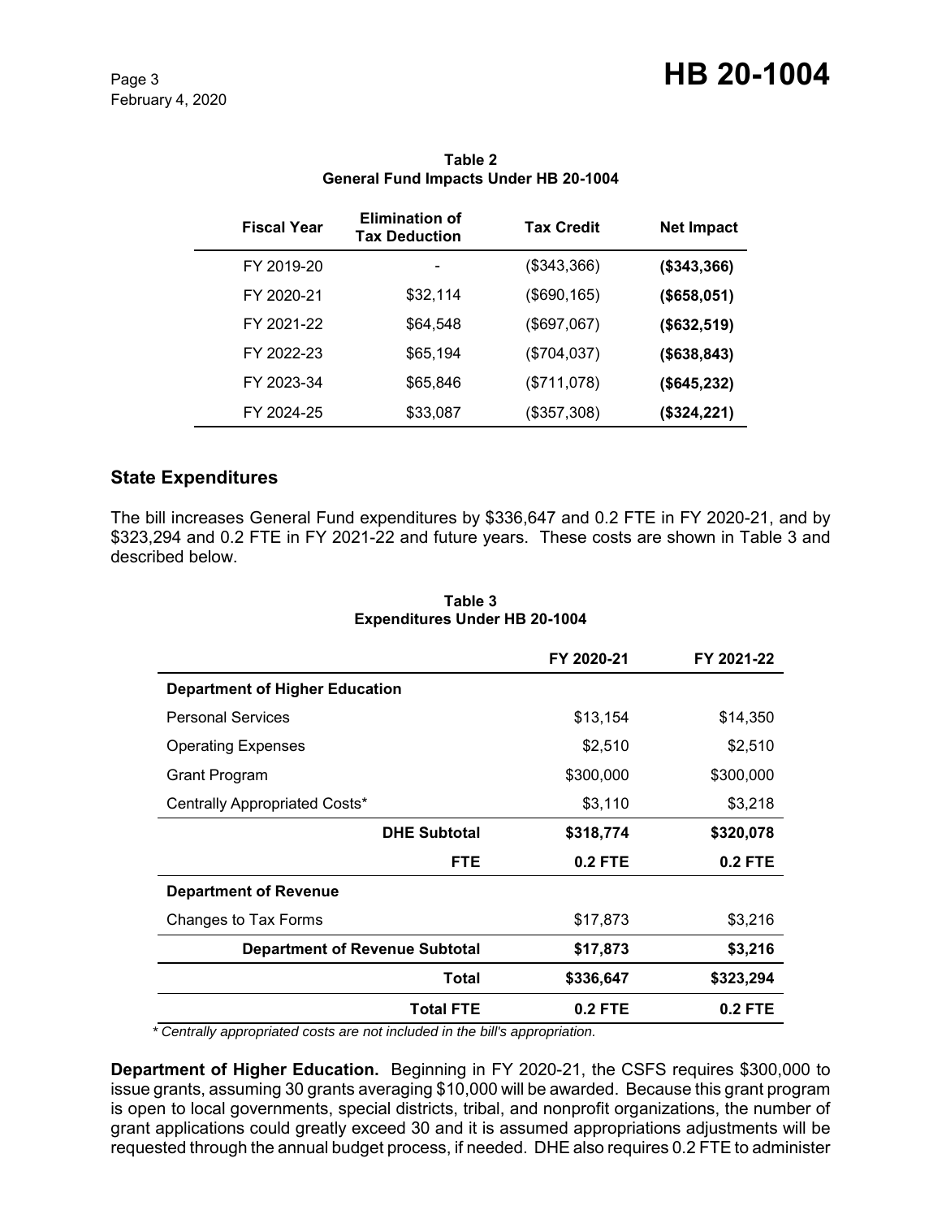**Table 2**
**General Fund Impacts Under HB 20-1004**

| Fiscal Year | Elimination of Tax Deduction | Tax Credit | Net Impact |
|---|---|---|---|
| FY 2019-20 | - | ($343,366) | **($343,366)** |
| FY 2020-21 | $32,114 | ($690,165) | **($658,051)** |
| FY 2021-22 | $64,548 | ($697,067) | **($632,519)** |
| FY 2022-23 | $65,194 | ($704,037) | **($638,843)** |
| FY 2023-34 | $65,846 | ($711,078) | **($645,232)** |
| FY 2024-25 | $33,087 | ($357,308) | **($324,221)** |

## State Expenditures

The bill increases General Fund expenditures by $336,647 and 0.2 FTE in FY 2020-21, and by $323,294 and 0.2 FTE in FY 2021-22 and future years. These costs are shown in Table 3 and described below.

**Table 3**
**Expenditures Under HB 20-1004**

| | FY 2020-21 | FY 2021-22 |
|---|---|---|
| **Department of Higher Education** | | |
| Personal Services | $13,154 | $14,350 |
| Operating Expenses | $2,510 | $2,510 |
| Grant Program | $300,000 | $300,000 |
| Centrally Appropriated Costs* | $3,110 | $3,218 |
| **DHE Subtotal** | **$318,774** | **$320,078** |
| **FTE** | **0.2 FTE** | **0.2 FTE** |
| **Department of Revenue** | | |
| Changes to Tax Forms | $17,873 | $3,216 |
| **Department of Revenue Subtotal** | **$17,873** | **$3,216** |
| **Total** | **$336,647** | **$323,294** |
| **Total FTE** | **0.2 FTE** | **0.2 FTE** |

*\* Centrally appropriated costs are not included in the bill's appropriation.*

**Department of Higher Education.** Beginning in FY 2020-21, the CSFS requires $300,000 to issue grants, assuming 30 grants averaging $10,000 will be awarded. Because this grant program is open to local governments, special districts, tribal, and nonprofit organizations, the number of grant applications could greatly exceed 30 and it is assumed appropriations adjustments will be requested through the annual budget process, if needed. DHE also requires 0.2 FTE to administer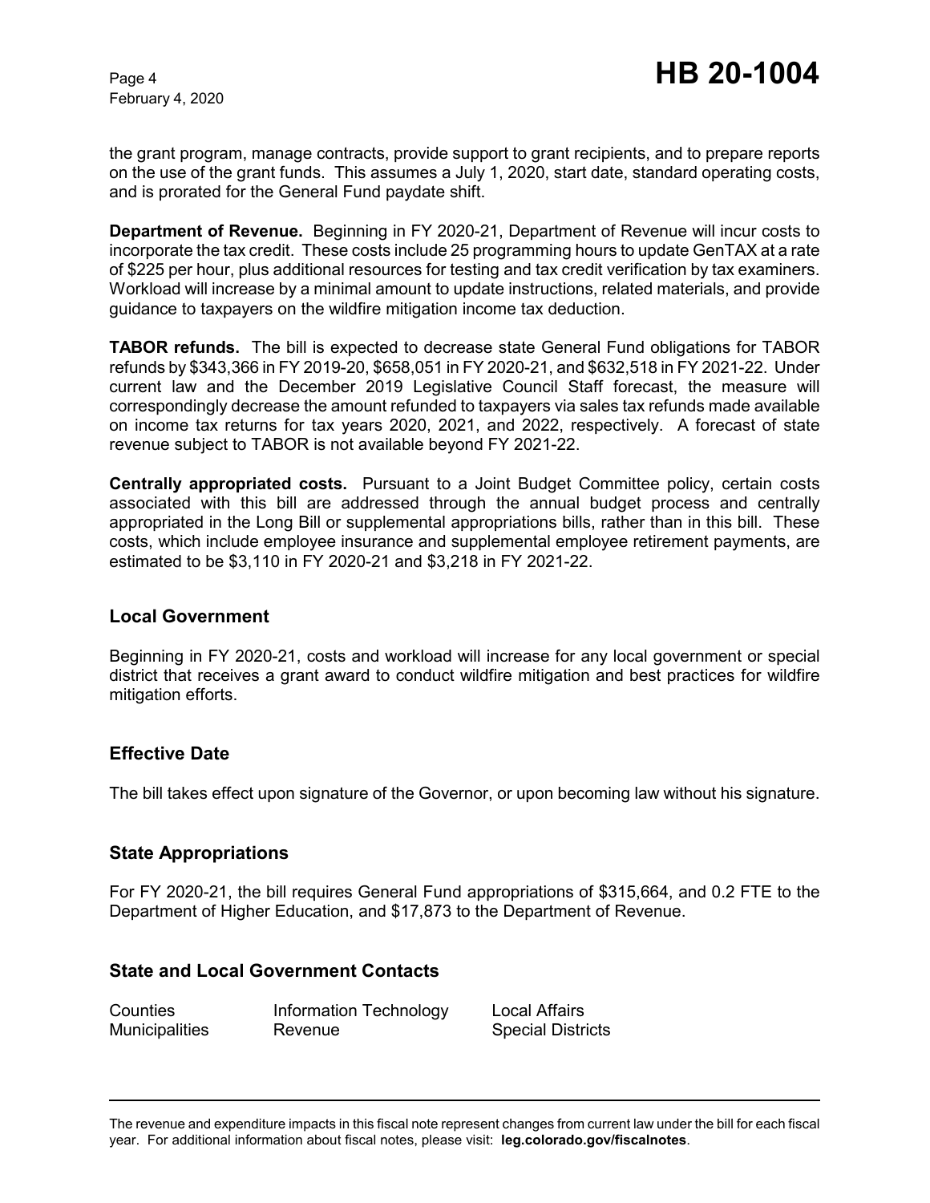the grant program, manage contracts, provide support to grant recipients, and to prepare reports on the use of the grant funds. This assumes a July 1, 2020, start date, standard operating costs, and is prorated for the General Fund paydate shift.

**Department of Revenue.** Beginning in FY 2020-21, Department of Revenue will incur costs to incorporate the tax credit. These costs include 25 programming hours to update GenTAX at a rate of $225 per hour, plus additional resources for testing and tax credit verification by tax examiners. Workload will increase by a minimal amount to update instructions, related materials, and provide guidance to taxpayers on the wildfire mitigation income tax deduction.

**TABOR refunds.** The bill is expected to decrease state General Fund obligations for TABOR refunds by $343,366 in FY 2019-20, $658,051 in FY 2020-21, and $632,518 in FY 2021-22. Under current law and the December 2019 Legislative Council Staff forecast, the measure will correspondingly decrease the amount refunded to taxpayers via sales tax refunds made available on income tax returns for tax years 2020, 2021, and 2022, respectively. A forecast of state revenue subject to TABOR is not available beyond FY 2021-22.

**Centrally appropriated costs.** Pursuant to a Joint Budget Committee policy, certain costs associated with this bill are addressed through the annual budget process and centrally appropriated in the Long Bill or supplemental appropriations bills, rather than in this bill. These costs, which include employee insurance and supplemental employee retirement payments, are estimated to be $3,110 in FY 2020-21 and $3,218 in FY 2021-22.

## Local Government

Beginning in FY 2020-21, costs and workload will increase for any local government or special district that receives a grant award to conduct wildfire mitigation and best practices for wildfire mitigation efforts.

## Effective Date

The bill takes effect upon signature of the Governor, or upon becoming law without his signature.

## State Appropriations

For FY 2020-21, the bill requires General Fund appropriations of $315,664, and 0.2 FTE to the Department of Higher Education, and $17,873 to the Department of Revenue.

## State and Local Government Contacts

| | | |
|---|---|---|
| Counties | Information Technology | Local Affairs |
| Municipalities | Revenue | Special Districts |

The revenue and expenditure impacts in this fiscal note represent changes from current law under the bill for each fiscal year. For additional information about fiscal notes, please visit: **leg.colorado.gov/fiscalnotes**.